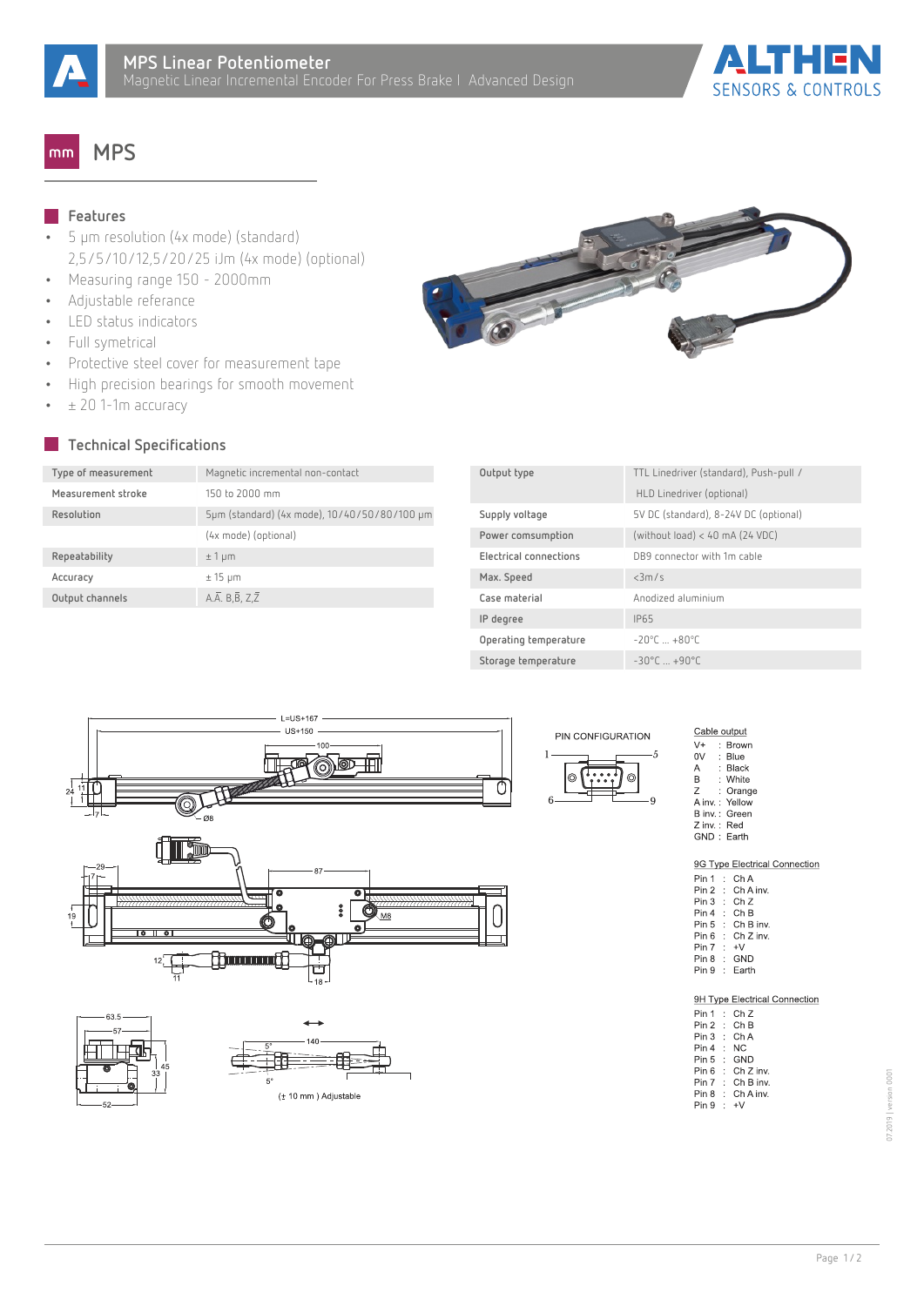# MPS Linear Potentiometer

Magnetic Linear Incremental Encoder For Press Brake | Advanced Design

ALTHEN SENSORS & CONTROLS

## mm MPS

### Features

- 5 µm resolution (4x mode) (standard)
  2,5/5/10/12,5/20/25 iJm (4x mode) (optional)
- Measuring range 150 - 2000mm
- Adjustable referance
- LED status indicators
- Full symetrical
- Protective steel cover for measurement tape
- High precision bearings for smooth movement
- ± 20 1-1m accuracy

### Technical Specifications

| | |
|---|---|
| Type of measurement | Magnetic incremental non-contact |
| Measurement stroke | 150 to 2000 mm |
| Resolution | 5µm (standard) (4x mode), 10/40/50/80/100 µm (4x mode) (optional) |
| Repeatability | ± 1 µm |
| Accuracy | ± 15 µm |
| Output channels | A,$\bar{A}$, B,$\bar{B}$, Z,$\bar{Z}$ |

| | |
|---|---|
| Output type | TTL Linedriver (standard), Push-pull / HLD Linedriver (optional) |
| Supply voltage | 5V DC (standard), 8-24V DC (optional) |
| Power cumsumption | (without load) < 40 mA (24 VDC) |
| Electrical connections | DB9 connector with 1m cable |
| Max. Speed | <3m/s |
| Case material | Anodized aluminium |
| IP degree | IP65 |
| Operating temperature | -20°C ... +80°C |
| Storage temperature | -30°C ... +90°C |

L=US+167
US+150

(± 10 mm ) Adjustable

PIN CONFIGURATION

**Cable output**

| | |
|---|---|
| V+ | Brown |
| 0V | Blue |
| A | Black |
| B | White |
| Z | Orange |
| A inv. | Yellow |
| B inv. | Green |
| Z inv. | Red |
| GND | Earth |

**9G Type Electrical Connection**

| | |
|---|---|
| Pin 1 | Ch A |
| Pin 2 | Ch A inv. |
| Pin 3 | Ch Z |
| Pin 4 | Ch B |
| Pin 5 | Ch B inv. |
| Pin 6 | Ch Z inv. |
| Pin 7 | +V |
| Pin 8 | GND |
| Pin 9 | Earth |

**9H Type Electrical Connection**

| | |
|---|---|
| Pin 1 | Ch Z |
| Pin 2 | Ch B |
| Pin 3 | Ch A |
| Pin 4 | NC |
| Pin 5 | GND |
| Pin 6 | Ch Z inv. |
| Pin 7 | Ch B inv. |
| Pin 8 | Ch A inv. |
| Pin 9 | +V |

07.2019 | version 0001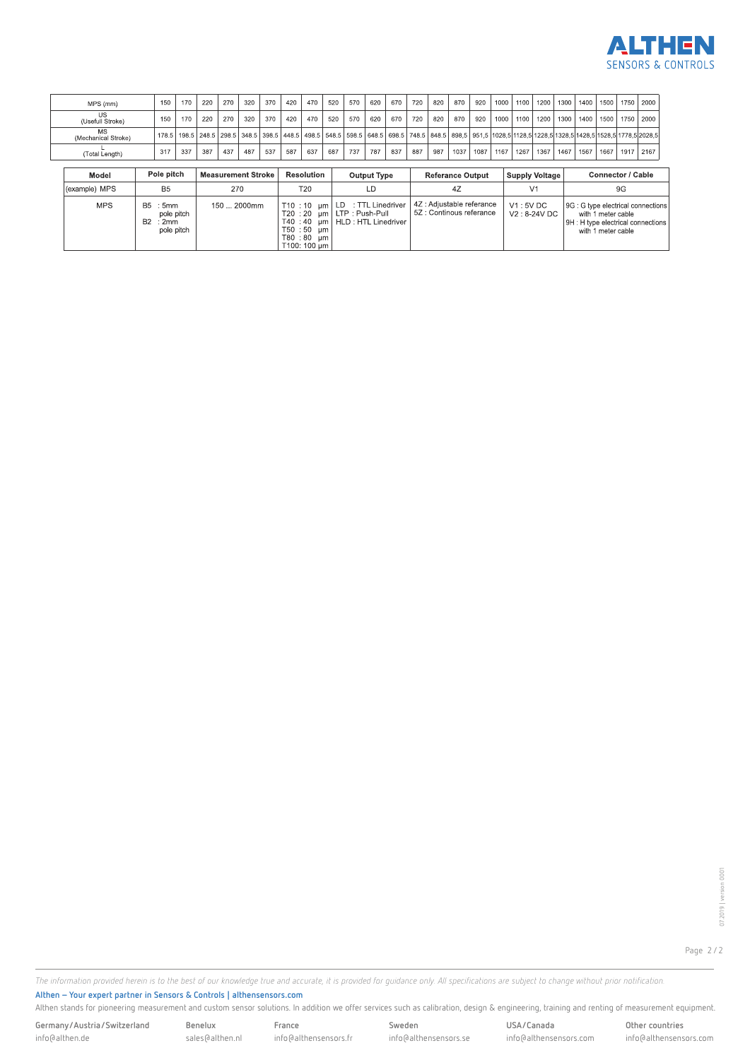| MPS (mm) | 150 | 170 | 220 | 270 | 320 | 370 | 420 | 470 | 520 | 570 | 620 | 670 | 720 | 820 | 870 | 920 | 1000 | 1100 | 1200 | 1300 | 1400 | 1500 | 1750 | 2000 |
|---|---|---|---|---|---|---|---|---|---|---|---|---|---|---|---|---|---|---|---|---|---|---|---|---|
| US (Usefull Stroke) | 150 | 170 | 220 | 270 | 320 | 370 | 420 | 470 | 520 | 570 | 620 | 670 | 720 | 820 | 870 | 920 | 1000 | 1100 | 1200 | 1300 | 1400 | 1500 | 1750 | 2000 |
| MS (Mechanical Stroke) | 178.5 | 198.5 | 248.5 | 298.5 | 348.5 | 398.5 | 448.5 | 498.5 | 548.5 | 598.5 | 648.5 | 698.5 | 748.5 | 848.5 | 898,5 | 951,5 | 1028,5 | 1128,5 | 1228,5 | 1328,5 | 1428,5 | 1528,5 | 1778,5 | 2028,5 |
| L (Total Length) | 317 | 337 | 387 | 437 | 487 | 537 | 587 | 637 | 687 | 737 | 787 | 837 | 887 | 987 | 1037 | 1087 | 1167 | 1267 | 1367 | 1467 | 1567 | 1667 | 1917 | 2167 |

| Model | Pole pitch | Measurement Stroke | Resolution | Output Type | Referance Output | Supply Voltage | Connector / Cable |
|---|---|---|---|---|---|---|---|
| (example) MPS | B5 | 270 | T20 | LD | 4Z | V1 | 9G |
| MPS | B5 : 5mm pole pitch<br>B2 : 2mm pole pitch | 150 ... 2000mm | T10 : 10 µm<br>T20 : 20 µm<br>T40 : 40 µm<br>T50 : 50 µm<br>T80 : 80 µm<br>T100: 100 µm | LD : TTL Linedriver<br>LTP : Push-Pull<br>HLD : HTL Linedriver | 4Z : Adjustable referance<br>5Z : Continous referance | V1 : 5V DC<br>V2 : 8-24V DC | 9G : G type electrical connections with 1 meter cable<br>9H : H type electrical connections with 1 meter cable |

*The information provided herein is to the best of our knowledge true and accurate, it is provided for guidance only. All specifications are subject to change without prior notification.*

**Althen – Your expert partner in Sensors & Controls | althensensors.com**

Althen stands for pioneering measurement and custom sensor solutions. In addition we offer services such as calibration, design & engineering, training and renting of measurement equipment.

| Germany/Austria/Switzerland | Benelux | France | Sweden | USA/Canada | Other countries |
|---|---|---|---|---|---|
| info@althen.de | sales@althen.nl | info@althensensors.fr | info@althensensors.se | info@althensensors.com | info@althensensors.com |

07.2019 | version 0001